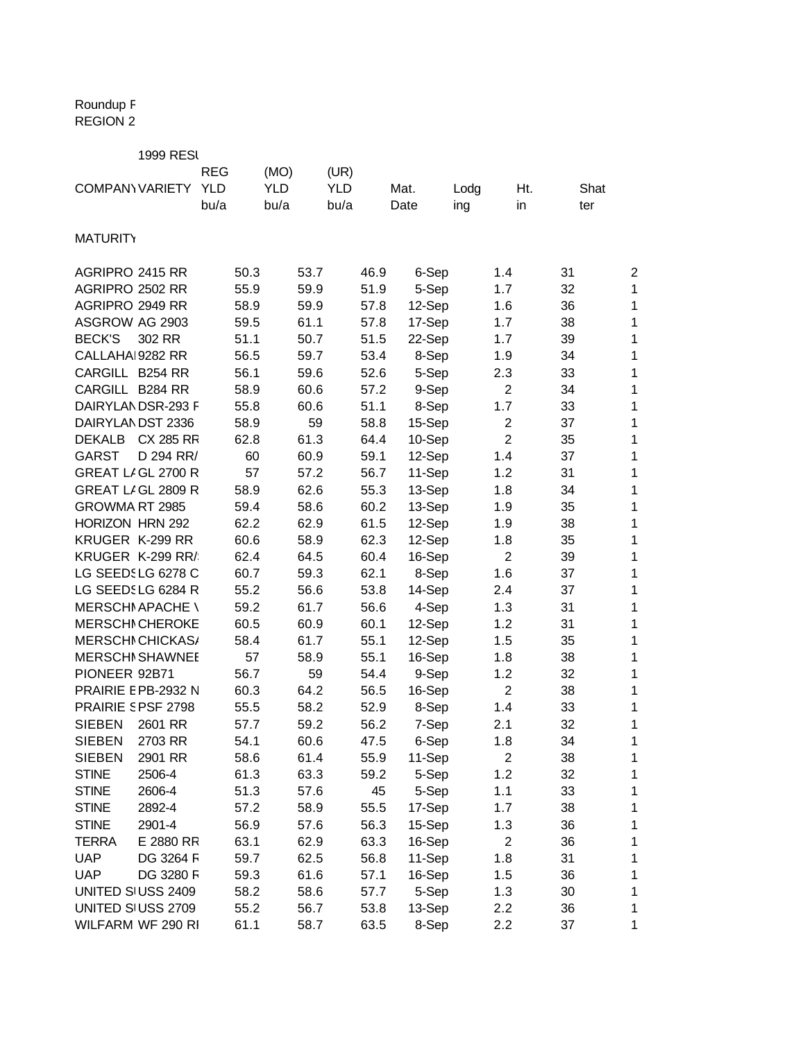Roundup F
REGION 2

1999 RESU

| COMPANY | VARIETY | REG YLD bu/a | (MO) YLD bu/a | (UR) YLD bu/a | Mat. Date | Lodging | Ht. in | Shatter |
|---|---|---|---|---|---|---|---|---|
| MATURITY | | | | | | | | |
| AGRIPRO | 2415 RR | 50.3 | 53.7 | 46.9 | 6-Sep | 1.4 | 31 | 2 |
| AGRIPRO | 2502 RR | 55.9 | 59.9 | 51.9 | 5-Sep | 1.7 | 32 | 1 |
| AGRIPRO | 2949 RR | 58.9 | 59.9 | 57.8 | 12-Sep | 1.6 | 36 | 1 |
| ASGROW | AG 2903 | 59.5 | 61.1 | 57.8 | 17-Sep | 1.7 | 38 | 1 |
| BECK'S | 302 RR | 51.1 | 50.7 | 51.5 | 22-Sep | 1.7 | 39 | 1 |
| CALLAHA | 9282 RR | 56.5 | 59.7 | 53.4 | 8-Sep | 1.9 | 34 | 1 |
| CARGILL | B254 RR | 56.1 | 59.6 | 52.6 | 5-Sep | 2.3 | 33 | 1 |
| CARGILL | B284 RR | 58.9 | 60.6 | 57.2 | 9-Sep | 2 | 34 | 1 |
| DAIRYLAN | DSR-293 F | 55.8 | 60.6 | 51.1 | 8-Sep | 1.7 | 33 | 1 |
| DAIRYLAN | DST 2336 | 58.9 | 59 | 58.8 | 15-Sep | 2 | 37 | 1 |
| DEKALB | CX 285 RR | 62.8 | 61.3 | 64.4 | 10-Sep | 2 | 35 | 1 |
| GARST | D 294 RR/ | 60 | 60.9 | 59.1 | 12-Sep | 1.4 | 37 | 1 |
| GREAT L/ | GL 2700 R | 57 | 57.2 | 56.7 | 11-Sep | 1.2 | 31 | 1 |
| GREAT L/ | GL 2809 R | 58.9 | 62.6 | 55.3 | 13-Sep | 1.8 | 34 | 1 |
| GROWMA | RT 2985 | 59.4 | 58.6 | 60.2 | 13-Sep | 1.9 | 35 | 1 |
| HORIZON | HRN 292 | 62.2 | 62.9 | 61.5 | 12-Sep | 1.9 | 38 | 1 |
| KRUGER | K-299 RR | 60.6 | 58.9 | 62.3 | 12-Sep | 1.8 | 35 | 1 |
| KRUGER | K-299 RR/ | 62.4 | 64.5 | 60.4 | 16-Sep | 2 | 39 | 1 |
| LG SEEDS | LG 6278 C | 60.7 | 59.3 | 62.1 | 8-Sep | 1.6 | 37 | 1 |
| LG SEEDS | LG 6284 R | 55.2 | 56.6 | 53.8 | 14-Sep | 2.4 | 37 | 1 |
| MERSCHI | APACHE \ | 59.2 | 61.7 | 56.6 | 4-Sep | 1.3 | 31 | 1 |
| MERSCHI | CHEROKE | 60.5 | 60.9 | 60.1 | 12-Sep | 1.2 | 31 | 1 |
| MERSCHI | CHICKAS/ | 58.4 | 61.7 | 55.1 | 12-Sep | 1.5 | 35 | 1 |
| MERSCHI | SHAWNEE | 57 | 58.9 | 55.1 | 16-Sep | 1.8 | 38 | 1 |
| PIONEER | 92B71 | 56.7 | 59 | 54.4 | 9-Sep | 1.2 | 32 | 1 |
| PRAIRIE E | PB-2932 N | 60.3 | 64.2 | 56.5 | 16-Sep | 2 | 38 | 1 |
| PRAIRIE S | PSF 2798 | 55.5 | 58.2 | 52.9 | 8-Sep | 1.4 | 33 | 1 |
| SIEBEN | 2601 RR | 57.7 | 59.2 | 56.2 | 7-Sep | 2.1 | 32 | 1 |
| SIEBEN | 2703 RR | 54.1 | 60.6 | 47.5 | 6-Sep | 1.8 | 34 | 1 |
| SIEBEN | 2901 RR | 58.6 | 61.4 | 55.9 | 11-Sep | 2 | 38 | 1 |
| STINE | 2506-4 | 61.3 | 63.3 | 59.2 | 5-Sep | 1.2 | 32 | 1 |
| STINE | 2606-4 | 51.3 | 57.6 | 45 | 5-Sep | 1.1 | 33 | 1 |
| STINE | 2892-4 | 57.2 | 58.9 | 55.5 | 17-Sep | 1.7 | 38 | 1 |
| STINE | 2901-4 | 56.9 | 57.6 | 56.3 | 15-Sep | 1.3 | 36 | 1 |
| TERRA | E 2880 RR | 63.1 | 62.9 | 63.3 | 16-Sep | 2 | 36 | 1 |
| UAP | DG 3264 F | 59.7 | 62.5 | 56.8 | 11-Sep | 1.8 | 31 | 1 |
| UAP | DG 3280 F | 59.3 | 61.6 | 57.1 | 16-Sep | 1.5 | 36 | 1 |
| UNITED S | USS 2409 | 58.2 | 58.6 | 57.7 | 5-Sep | 1.3 | 30 | 1 |
| UNITED S | USS 2709 | 55.2 | 56.7 | 53.8 | 13-Sep | 2.2 | 36 | 1 |
| WILFARM | WF 290 RI | 61.1 | 58.7 | 63.5 | 8-Sep | 2.2 | 37 | 1 |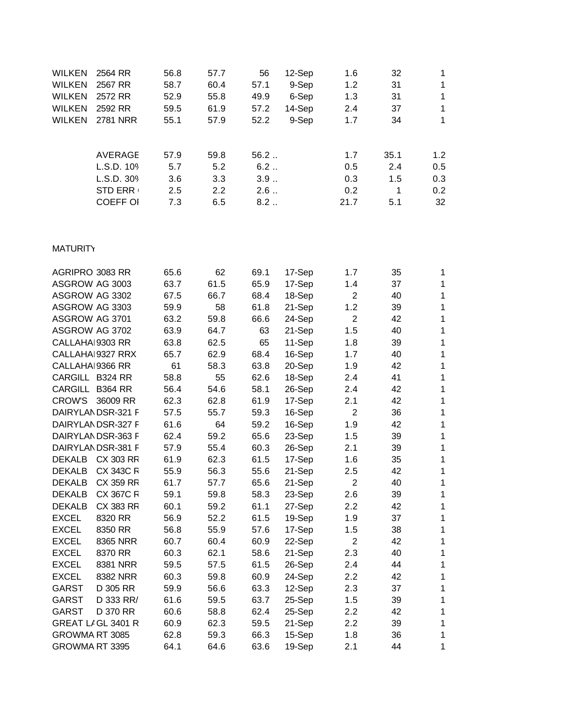| | | | | | | | | |
|---|---|---|---|---|---|---|---|---|
| WILKEN | 2564 RR | 56.8 | 57.7 | 56 | 12-Sep | 1.6 | 32 | 1 |
| WILKEN | 2567 RR | 58.7 | 60.4 | 57.1 | 9-Sep | 1.2 | 31 | 1 |
| WILKEN | 2572 RR | 52.9 | 55.8 | 49.9 | 6-Sep | 1.3 | 31 | 1 |
| WILKEN | 2592 RR | 59.5 | 61.9 | 57.2 | 14-Sep | 2.4 | 37 | 1 |
| WILKEN | 2781 NRR | 55.1 | 57.9 | 52.2 | 9-Sep | 1.7 | 34 | 1 |
| | | | | | | | | |
| | AVERAGE | 57.9 | 59.8 | 56.2 .. | | 1.7 | 35.1 | 1.2 |
| | L.S.D. 10% | 5.7 | 5.2 | 6.2 .. | | 0.5 | 2.4 | 0.5 |
| | L.S.D. 30% | 3.6 | 3.3 | 3.9 .. | | 0.3 | 1.5 | 0.3 |
| | STD ERR ( | 2.5 | 2.2 | 2.6 .. | | 0.2 | 1 | 0.2 |
| | COEFF OF | 7.3 | 6.5 | 8.2 .. | | 21.7 | 5.1 | 32 |

MATURITY

| | | | | | | | | |
|---|---|---|---|---|---|---|---|---|
| AGRIPRO | 3083 RR | 65.6 | 62 | 69.1 | 17-Sep | 1.7 | 35 | 1 |
| ASGROW | AG 3003 | 63.7 | 61.5 | 65.9 | 17-Sep | 1.4 | 37 | 1 |
| ASGROW | AG 3302 | 67.5 | 66.7 | 68.4 | 18-Sep | 2 | 40 | 1 |
| ASGROW | AG 3303 | 59.9 | 58 | 61.8 | 21-Sep | 1.2 | 39 | 1 |
| ASGROW | AG 3701 | 63.2 | 59.8 | 66.6 | 24-Sep | 2 | 42 | 1 |
| ASGROW | AG 3702 | 63.9 | 64.7 | 63 | 21-Sep | 1.5 | 40 | 1 |
| CALLAHAN | 9303 RR | 63.8 | 62.5 | 65 | 11-Sep | 1.8 | 39 | 1 |
| CALLAHAN | 9327 RRX | 65.7 | 62.9 | 68.4 | 16-Sep | 1.7 | 40 | 1 |
| CALLAHAN | 9366 RR | 61 | 58.3 | 63.8 | 20-Sep | 1.9 | 42 | 1 |
| CARGILL | B324 RR | 58.8 | 55 | 62.6 | 18-Sep | 2.4 | 41 | 1 |
| CARGILL | B364 RR | 56.4 | 54.6 | 58.1 | 26-Sep | 2.4 | 42 | 1 |
| CROW'S | 36009 RR | 62.3 | 62.8 | 61.9 | 17-Sep | 2.1 | 42 | 1 |
| DAIRYLAN | DSR-321 F | 57.5 | 55.7 | 59.3 | 16-Sep | 2 | 36 | 1 |
| DAIRYLAN | DSR-327 F | 61.6 | 64 | 59.2 | 16-Sep | 1.9 | 42 | 1 |
| DAIRYLAN | DSR-363 F | 62.4 | 59.2 | 65.6 | 23-Sep | 1.5 | 39 | 1 |
| DAIRYLAN | DSR-381 F | 57.9 | 55.4 | 60.3 | 26-Sep | 2.1 | 39 | 1 |
| DEKALB | CX 303 RR | 61.9 | 62.3 | 61.5 | 17-Sep | 1.6 | 35 | 1 |
| DEKALB | CX 343C R | 55.9 | 56.3 | 55.6 | 21-Sep | 2.5 | 42 | 1 |
| DEKALB | CX 359 RR | 61.7 | 57.7 | 65.6 | 21-Sep | 2 | 40 | 1 |
| DEKALB | CX 367C R | 59.1 | 59.8 | 58.3 | 23-Sep | 2.6 | 39 | 1 |
| DEKALB | CX 383 RR | 60.1 | 59.2 | 61.1 | 27-Sep | 2.2 | 42 | 1 |
| EXCEL | 8320 RR | 56.9 | 52.2 | 61.5 | 19-Sep | 1.9 | 37 | 1 |
| EXCEL | 8350 RR | 56.8 | 55.9 | 57.6 | 17-Sep | 1.5 | 38 | 1 |
| EXCEL | 8365 NRR | 60.7 | 60.4 | 60.9 | 22-Sep | 2 | 42 | 1 |
| EXCEL | 8370 RR | 60.3 | 62.1 | 58.6 | 21-Sep | 2.3 | 40 | 1 |
| EXCEL | 8381 NRR | 59.5 | 57.5 | 61.5 | 26-Sep | 2.4 | 44 | 1 |
| EXCEL | 8382 NRR | 60.3 | 59.8 | 60.9 | 24-Sep | 2.2 | 42 | 1 |
| GARST | D 305 RR | 59.9 | 56.6 | 63.3 | 12-Sep | 2.3 | 37 | 1 |
| GARST | D 333 RR/ | 61.6 | 59.5 | 63.7 | 25-Sep | 1.5 | 39 | 1 |
| GARST | D 370 RR | 60.6 | 58.8 | 62.4 | 25-Sep | 2.2 | 42 | 1 |
| GREAT LA | GL 3401 R | 60.9 | 62.3 | 59.5 | 21-Sep | 2.2 | 39 | 1 |
| GROWMA | RT 3085 | 62.8 | 59.3 | 66.3 | 15-Sep | 1.8 | 36 | 1 |
| GROWMA | RT 3395 | 64.1 | 64.6 | 63.6 | 19-Sep | 2.1 | 44 | 1 |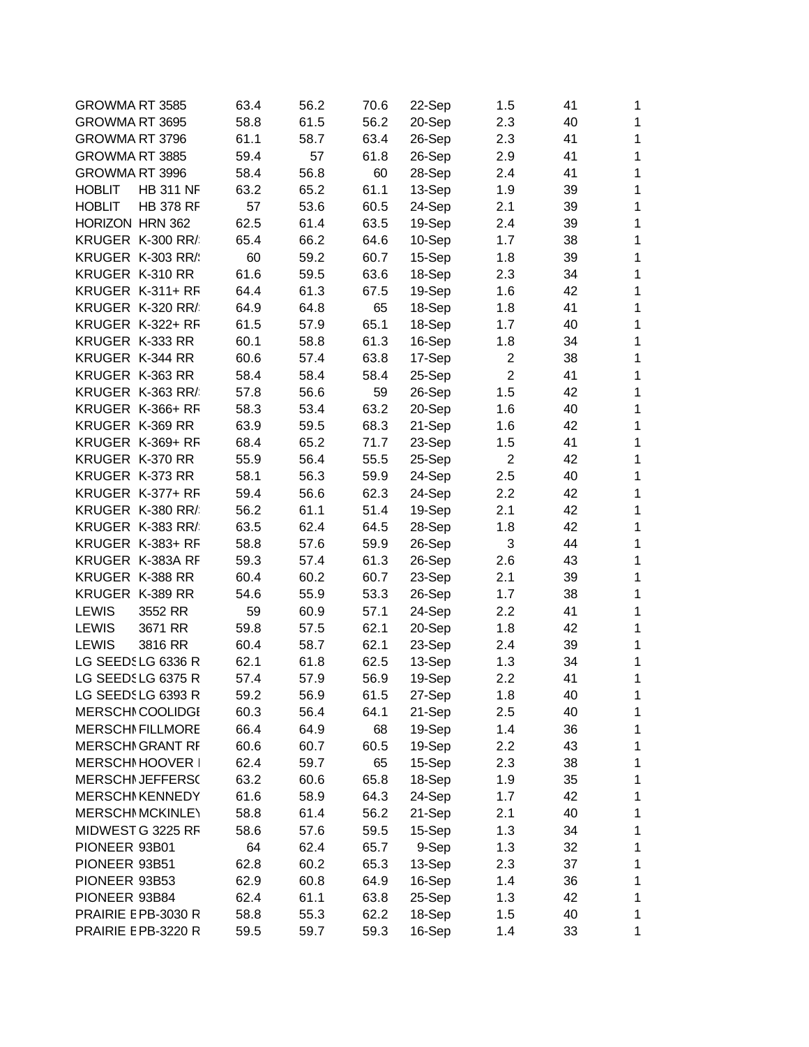| | | | | | | | | |
|---|---|---|---|---|---|---|---|---|
| GROWMA | RT 3585 | 63.4 | 56.2 | 70.6 | 22-Sep | 1.5 | 41 | 1 |
| GROWMA | RT 3695 | 58.8 | 61.5 | 56.2 | 20-Sep | 2.3 | 40 | 1 |
| GROWMA | RT 3796 | 61.1 | 58.7 | 63.4 | 26-Sep | 2.3 | 41 | 1 |
| GROWMA | RT 3885 | 59.4 | 57 | 61.8 | 26-Sep | 2.9 | 41 | 1 |
| GROWMA | RT 3996 | 58.4 | 56.8 | 60 | 28-Sep | 2.4 | 41 | 1 |
| HOBLIT | HB 311 NF | 63.2 | 65.2 | 61.1 | 13-Sep | 1.9 | 39 | 1 |
| HOBLIT | HB 378 RF | 57 | 53.6 | 60.5 | 24-Sep | 2.1 | 39 | 1 |
| HORIZON | HRN 362 | 62.5 | 61.4 | 63.5 | 19-Sep | 2.4 | 39 | 1 |
| KRUGER | K-300 RR/ | 65.4 | 66.2 | 64.6 | 10-Sep | 1.7 | 38 | 1 |
| KRUGER | K-303 RR/ | 60 | 59.2 | 60.7 | 15-Sep | 1.8 | 39 | 1 |
| KRUGER | K-310 RR | 61.6 | 59.5 | 63.6 | 18-Sep | 2.3 | 34 | 1 |
| KRUGER | K-311+ RF | 64.4 | 61.3 | 67.5 | 19-Sep | 1.6 | 42 | 1 |
| KRUGER | K-320 RR/ | 64.9 | 64.8 | 65 | 18-Sep | 1.8 | 41 | 1 |
| KRUGER | K-322+ RF | 61.5 | 57.9 | 65.1 | 18-Sep | 1.7 | 40 | 1 |
| KRUGER | K-333 RR | 60.1 | 58.8 | 61.3 | 16-Sep | 1.8 | 34 | 1 |
| KRUGER | K-344 RR | 60.6 | 57.4 | 63.8 | 17-Sep | 2 | 38 | 1 |
| KRUGER | K-363 RR | 58.4 | 58.4 | 58.4 | 25-Sep | 2 | 41 | 1 |
| KRUGER | K-363 RR/ | 57.8 | 56.6 | 59 | 26-Sep | 1.5 | 42 | 1 |
| KRUGER | K-366+ RF | 58.3 | 53.4 | 63.2 | 20-Sep | 1.6 | 40 | 1 |
| KRUGER | K-369 RR | 63.9 | 59.5 | 68.3 | 21-Sep | 1.6 | 42 | 1 |
| KRUGER | K-369+ RF | 68.4 | 65.2 | 71.7 | 23-Sep | 1.5 | 41 | 1 |
| KRUGER | K-370 RR | 55.9 | 56.4 | 55.5 | 25-Sep | 2 | 42 | 1 |
| KRUGER | K-373 RR | 58.1 | 56.3 | 59.9 | 24-Sep | 2.5 | 40 | 1 |
| KRUGER | K-377+ RF | 59.4 | 56.6 | 62.3 | 24-Sep | 2.2 | 42 | 1 |
| KRUGER | K-380 RR/ | 56.2 | 61.1 | 51.4 | 19-Sep | 2.1 | 42 | 1 |
| KRUGER | K-383 RR/ | 63.5 | 62.4 | 64.5 | 28-Sep | 1.8 | 42 | 1 |
| KRUGER | K-383+ RF | 58.8 | 57.6 | 59.9 | 26-Sep | 3 | 44 | 1 |
| KRUGER | K-383A RF | 59.3 | 57.4 | 61.3 | 26-Sep | 2.6 | 43 | 1 |
| KRUGER | K-388 RR | 60.4 | 60.2 | 60.7 | 23-Sep | 2.1 | 39 | 1 |
| KRUGER | K-389 RR | 54.6 | 55.9 | 53.3 | 26-Sep | 1.7 | 38 | 1 |
| LEWIS | 3552 RR | 59 | 60.9 | 57.1 | 24-Sep | 2.2 | 41 | 1 |
| LEWIS | 3671 RR | 59.8 | 57.5 | 62.1 | 20-Sep | 1.8 | 42 | 1 |
| LEWIS | 3816 RR | 60.4 | 58.7 | 62.1 | 23-Sep | 2.4 | 39 | 1 |
| LG SEEDS | LG 6336 R | 62.1 | 61.8 | 62.5 | 13-Sep | 1.3 | 34 | 1 |
| LG SEEDS | LG 6375 R | 57.4 | 57.9 | 56.9 | 19-Sep | 2.2 | 41 | 1 |
| LG SEEDS | LG 6393 R | 59.2 | 56.9 | 61.5 | 27-Sep | 1.8 | 40 | 1 |
| MERSCHM | COOLIDGE | 60.3 | 56.4 | 64.1 | 21-Sep | 2.5 | 40 | 1 |
| MERSCHM | FILLMORE | 66.4 | 64.9 | 68 | 19-Sep | 1.4 | 36 | 1 |
| MERSCHM | GRANT RF | 60.6 | 60.7 | 60.5 | 19-Sep | 2.2 | 43 | 1 |
| MERSCHM | HOOVER I | 62.4 | 59.7 | 65 | 15-Sep | 2.3 | 38 | 1 |
| MERSCHM | JEFFERSO | 63.2 | 60.6 | 65.8 | 18-Sep | 1.9 | 35 | 1 |
| MERSCHM | KENNEDY | 61.6 | 58.9 | 64.3 | 24-Sep | 1.7 | 42 | 1 |
| MERSCHM | MCKINLEY | 58.8 | 61.4 | 56.2 | 21-Sep | 2.1 | 40 | 1 |
| MIDWEST | G 3225 RF | 58.6 | 57.6 | 59.5 | 15-Sep | 1.3 | 34 | 1 |
| PIONEER | 93B01 | 64 | 62.4 | 65.7 | 9-Sep | 1.3 | 32 | 1 |
| PIONEER | 93B51 | 62.8 | 60.2 | 65.3 | 13-Sep | 2.3 | 37 | 1 |
| PIONEER | 93B53 | 62.9 | 60.8 | 64.9 | 16-Sep | 1.4 | 36 | 1 |
| PIONEER | 93B84 | 62.4 | 61.1 | 63.8 | 25-Sep | 1.3 | 42 | 1 |
| PRAIRIE E | PB-3030 R | 58.8 | 55.3 | 62.2 | 18-Sep | 1.5 | 40 | 1 |
| PRAIRIE E | PB-3220 R | 59.5 | 59.7 | 59.3 | 16-Sep | 1.4 | 33 | 1 |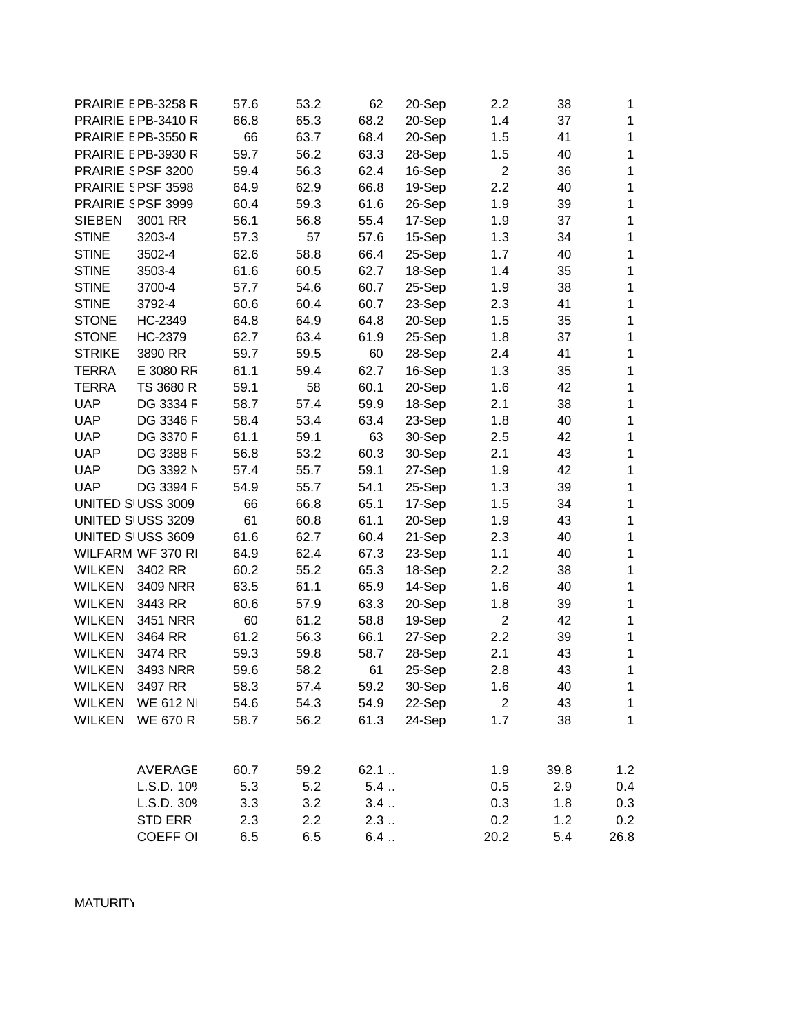| | | | | | | | | |
|---|---|---|---|---|---|---|---|---|
| PRAIRIE E | PB-3258 R | 57.6 | 53.2 | 62 | 20-Sep | 2.2 | 38 | 1 |
| PRAIRIE E | PB-3410 R | 66.8 | 65.3 | 68.2 | 20-Sep | 1.4 | 37 | 1 |
| PRAIRIE E | PB-3550 R | 66 | 63.7 | 68.4 | 20-Sep | 1.5 | 41 | 1 |
| PRAIRIE E | PB-3930 R | 59.7 | 56.2 | 63.3 | 28-Sep | 1.5 | 40 | 1 |
| PRAIRIE S | PSF 3200 | 59.4 | 56.3 | 62.4 | 16-Sep | 2 | 36 | 1 |
| PRAIRIE S | PSF 3598 | 64.9 | 62.9 | 66.8 | 19-Sep | 2.2 | 40 | 1 |
| PRAIRIE S | PSF 3999 | 60.4 | 59.3 | 61.6 | 26-Sep | 1.9 | 39 | 1 |
| SIEBEN | 3001 RR | 56.1 | 56.8 | 55.4 | 17-Sep | 1.9 | 37 | 1 |
| STINE | 3203-4 | 57.3 | 57 | 57.6 | 15-Sep | 1.3 | 34 | 1 |
| STINE | 3502-4 | 62.6 | 58.8 | 66.4 | 25-Sep | 1.7 | 40 | 1 |
| STINE | 3503-4 | 61.6 | 60.5 | 62.7 | 18-Sep | 1.4 | 35 | 1 |
| STINE | 3700-4 | 57.7 | 54.6 | 60.7 | 25-Sep | 1.9 | 38 | 1 |
| STINE | 3792-4 | 60.6 | 60.4 | 60.7 | 23-Sep | 2.3 | 41 | 1 |
| STONE | HC-2349 | 64.8 | 64.9 | 64.8 | 20-Sep | 1.5 | 35 | 1 |
| STONE | HC-2379 | 62.7 | 63.4 | 61.9 | 25-Sep | 1.8 | 37 | 1 |
| STRIKE | 3890 RR | 59.7 | 59.5 | 60 | 28-Sep | 2.4 | 41 | 1 |
| TERRA | E 3080 RR | 61.1 | 59.4 | 62.7 | 16-Sep | 1.3 | 35 | 1 |
| TERRA | TS 3680 R | 59.1 | 58 | 60.1 | 20-Sep | 1.6 | 42 | 1 |
| UAP | DG 3334 F | 58.7 | 57.4 | 59.9 | 18-Sep | 2.1 | 38 | 1 |
| UAP | DG 3346 F | 58.4 | 53.4 | 63.4 | 23-Sep | 1.8 | 40 | 1 |
| UAP | DG 3370 F | 61.1 | 59.1 | 63 | 30-Sep | 2.5 | 42 | 1 |
| UAP | DG 3388 F | 56.8 | 53.2 | 60.3 | 30-Sep | 2.1 | 43 | 1 |
| UAP | DG 3392 N | 57.4 | 55.7 | 59.1 | 27-Sep | 1.9 | 42 | 1 |
| UAP | DG 3394 F | 54.9 | 55.7 | 54.1 | 25-Sep | 1.3 | 39 | 1 |
| UNITED S | USS 3009 | 66 | 66.8 | 65.1 | 17-Sep | 1.5 | 34 | 1 |
| UNITED S | USS 3209 | 61 | 60.8 | 61.1 | 20-Sep | 1.9 | 43 | 1 |
| UNITED S | USS 3609 | 61.6 | 62.7 | 60.4 | 21-Sep | 2.3 | 40 | 1 |
| WILFARM | WF 370 RI | 64.9 | 62.4 | 67.3 | 23-Sep | 1.1 | 40 | 1 |
| WILKEN | 3402 RR | 60.2 | 55.2 | 65.3 | 18-Sep | 2.2 | 38 | 1 |
| WILKEN | 3409 NRR | 63.5 | 61.1 | 65.9 | 14-Sep | 1.6 | 40 | 1 |
| WILKEN | 3443 RR | 60.6 | 57.9 | 63.3 | 20-Sep | 1.8 | 39 | 1 |
| WILKEN | 3451 NRR | 60 | 61.2 | 58.8 | 19-Sep | 2 | 42 | 1 |
| WILKEN | 3464 RR | 61.2 | 56.3 | 66.1 | 27-Sep | 2.2 | 39 | 1 |
| WILKEN | 3474 RR | 59.3 | 59.8 | 58.7 | 28-Sep | 2.1 | 43 | 1 |
| WILKEN | 3493 NRR | 59.6 | 58.2 | 61 | 25-Sep | 2.8 | 43 | 1 |
| WILKEN | 3497 RR | 58.3 | 57.4 | 59.2 | 30-Sep | 1.6 | 40 | 1 |
| WILKEN | WE 612 NI | 54.6 | 54.3 | 54.9 | 22-Sep | 2 | 43 | 1 |
| WILKEN | WE 670 RI | 58.7 | 56.2 | 61.3 | 24-Sep | 1.7 | 38 | 1 |
| | | | | | | | | |
| | AVERAGE | 60.7 | 59.2 | 62.1 .. | | 1.9 | 39.8 | 1.2 |
| | L.S.D. 10% | 5.3 | 5.2 | 5.4 .. | | 0.5 | 2.9 | 0.4 |
| | L.S.D. 30% | 3.3 | 3.2 | 3.4 .. | | 0.3 | 1.8 | 0.3 |
| | STD ERR | 2.3 | 2.2 | 2.3 .. | | 0.2 | 1.2 | 0.2 |
| | COEFF OI | 6.5 | 6.5 | 6.4 .. | | 20.2 | 5.4 | 26.8 |

MATURITY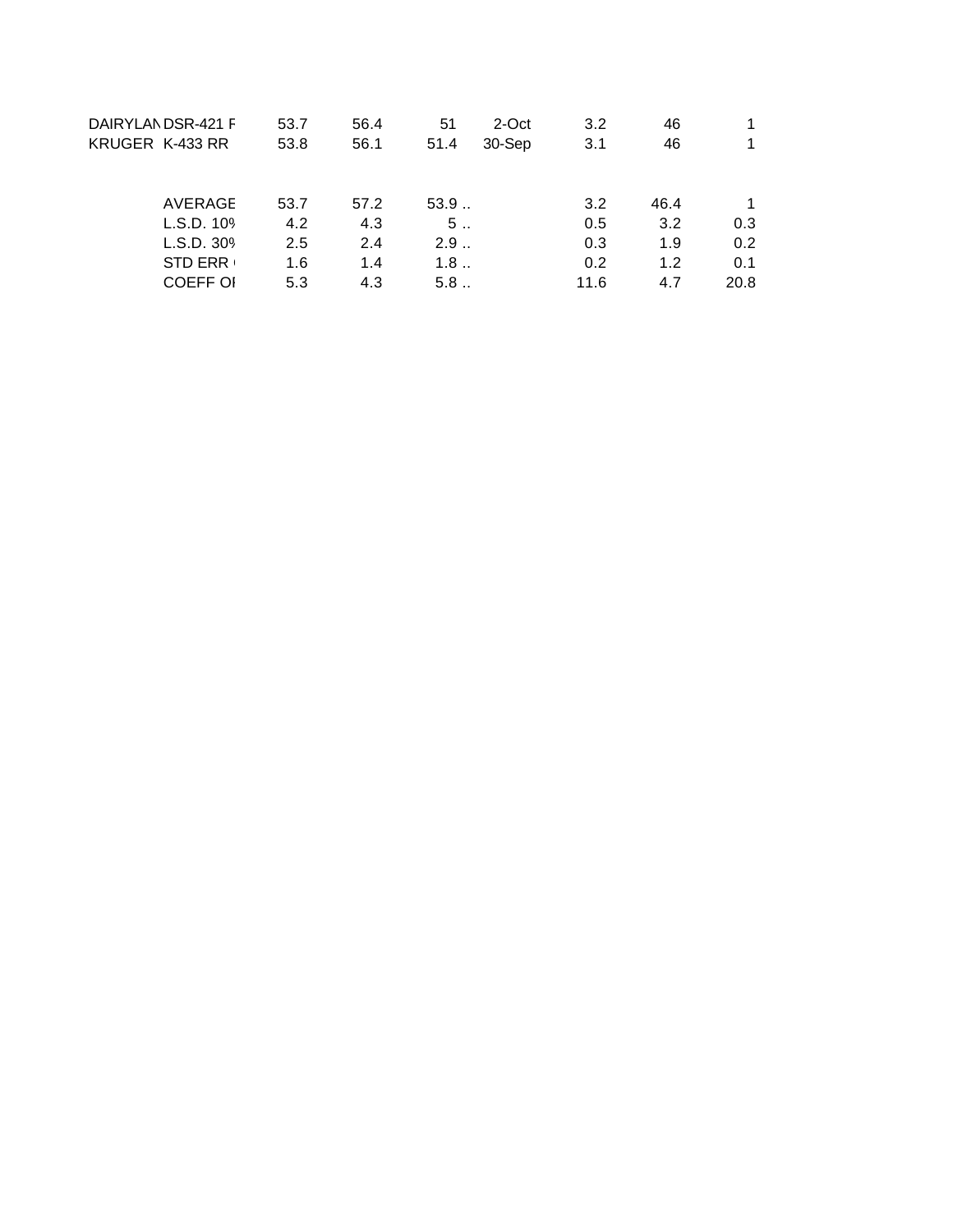| | | | | | | | | |
|---|---|---|---|---|---|---|---|---|
| DAIRYLAN | DSR-421 F | 53.7 | 56.4 | 51 | 2-Oct | 3.2 | 46 | 1 |
| KRUGER | K-433 RR | 53.8 | 56.1 | 51.4 | 30-Sep | 3.1 | 46 | 1 |
| | | | | | | | | |
| | AVERAGE | 53.7 | 57.2 | 53.9 .. | | 3.2 | 46.4 | 1 |
| | L.S.D. 10% | 4.2 | 4.3 | 5 .. | | 0.5 | 3.2 | 0.3 |
| | L.S.D. 30% | 2.5 | 2.4 | 2.9 .. | | 0.3 | 1.9 | 0.2 |
| | STD ERR | 1.6 | 1.4 | 1.8 .. | | 0.2 | 1.2 | 0.1 |
| | COEFF OI | 5.3 | 4.3 | 5.8 .. | | 11.6 | 4.7 | 20.8 |